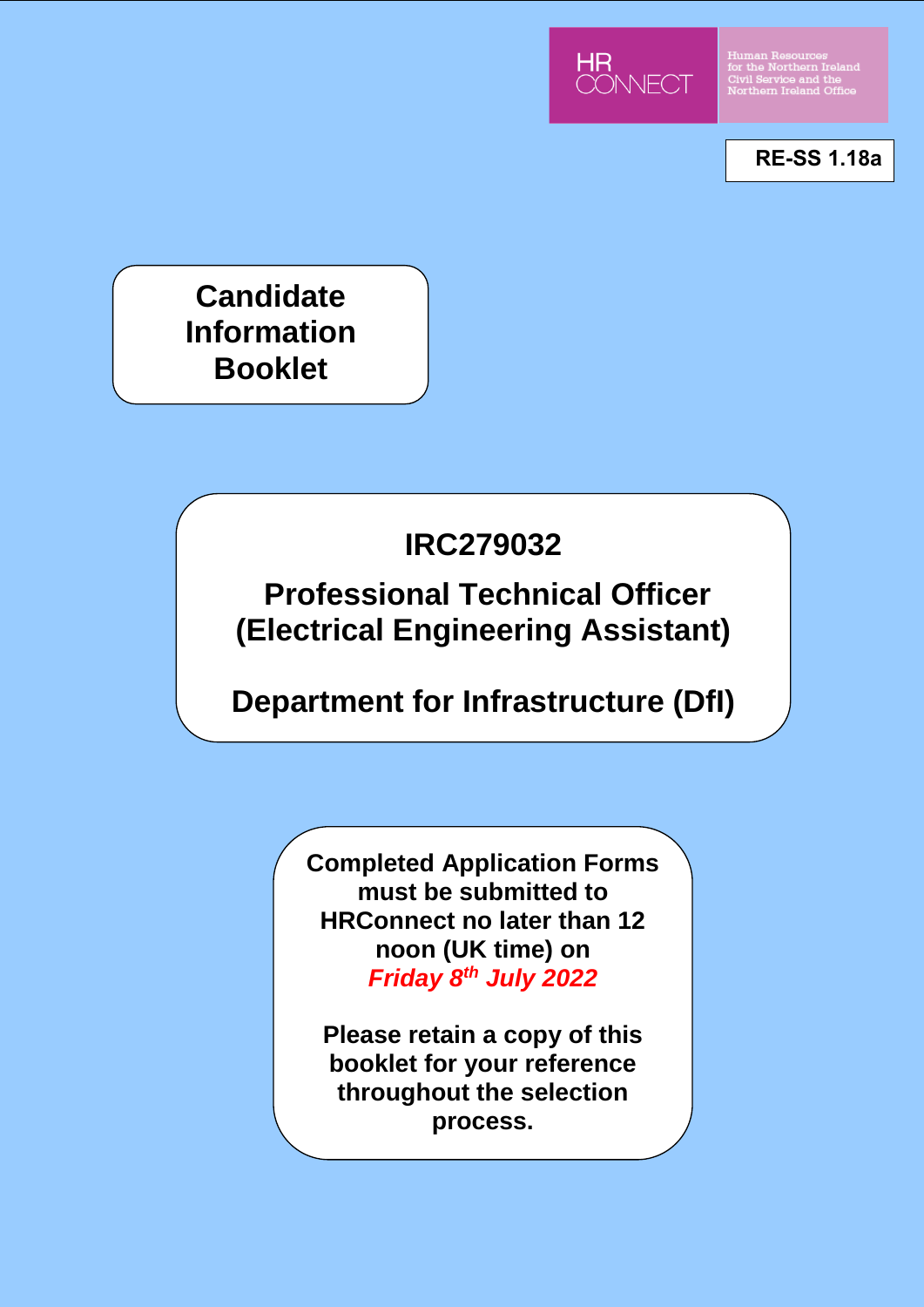HR CONNECT

Human Resources for the Northern Ireland Civil Service and the Northern Ireland Office

**RE-SS 1.18a**

# Candidate Information Booklet

## IRC279032

## Professional Technical Officer (Electrical Engineering Assistant)

## Department for Infrastructure (DfI)

**Completed Application Forms must be submitted to HRConnect no later than 12 noon (UK time) on *Friday 8th July 2022***

**Please retain a copy of this booklet for your reference throughout the selection process.**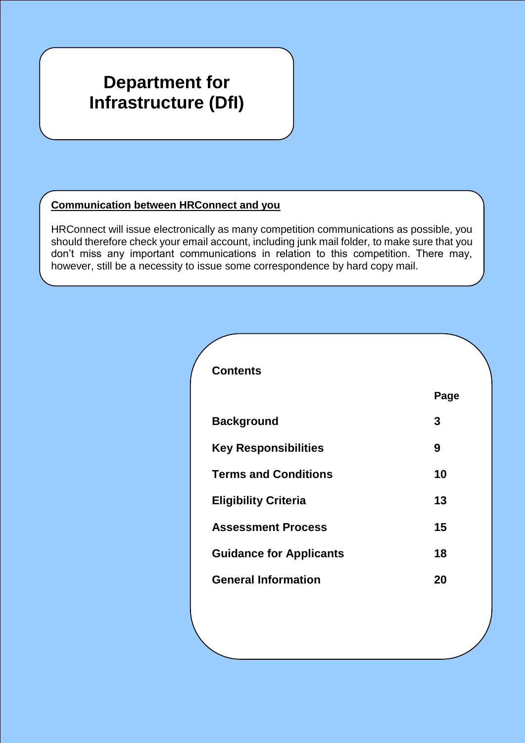# Department for Infrastructure (DfI)

**Communication between HRConnect and you**

HRConnect will issue electronically as many competition communications as possible, you should therefore check your email account, including junk mail folder, to make sure that you don't miss any important communications in relation to this competition. There may, however, still be a necessity to issue some correspondence by hard copy mail.

## Contents

| | Page |
|---|---|
| **Background** | **3** |
| **Key Responsibilities** | **9** |
| **Terms and Conditions** | **10** |
| **Eligibility Criteria** | **13** |
| **Assessment Process** | **15** |
| **Guidance for Applicants** | **18** |
| **General Information** | **20** |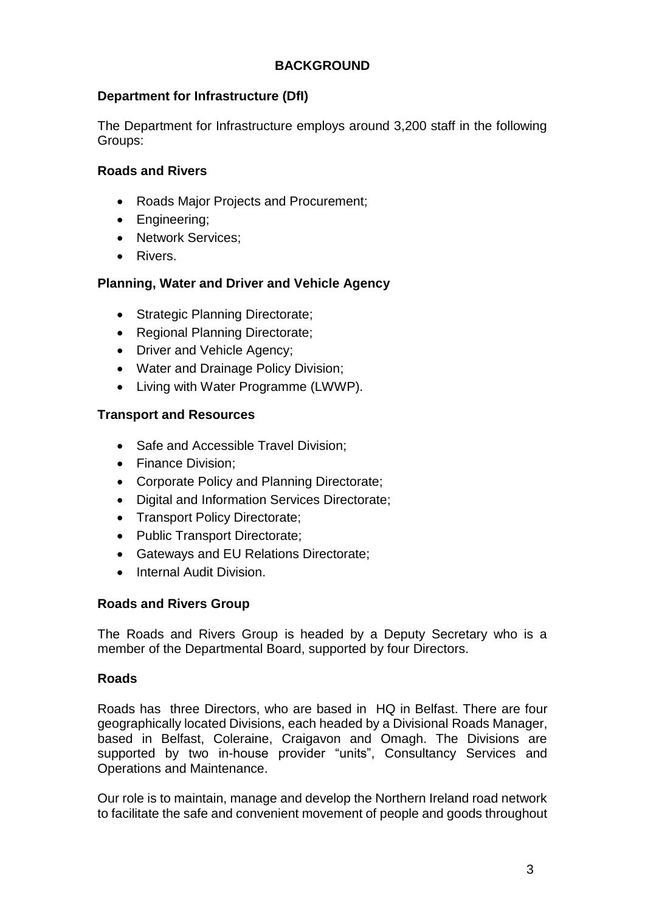# BACKGROUND

## Department for Infrastructure (DfI)

The Department for Infrastructure employs around 3,200 staff in the following Groups:

### Roads and Rivers

- Roads Major Projects and Procurement;
- Engineering;
- Network Services;
- Rivers.

### Planning, Water and Driver and Vehicle Agency

- Strategic Planning Directorate;
- Regional Planning Directorate;
- Driver and Vehicle Agency;
- Water and Drainage Policy Division;
- Living with Water Programme (LWWP).

### Transport and Resources

- Safe and Accessible Travel Division;
- Finance Division;
- Corporate Policy and Planning Directorate;
- Digital and Information Services Directorate;
- Transport Policy Directorate;
- Public Transport Directorate;
- Gateways and EU Relations Directorate;
- Internal Audit Division.

## Roads and Rivers Group

The Roads and Rivers Group is headed by a Deputy Secretary who is a member of the Departmental Board, supported by four Directors.

### Roads

Roads has three Directors, who are based in HQ in Belfast. There are four geographically located Divisions, each headed by a Divisional Roads Manager, based in Belfast, Coleraine, Craigavon and Omagh. The Divisions are supported by two in-house provider "units", Consultancy Services and Operations and Maintenance.

Our role is to maintain, manage and develop the Northern Ireland road network to facilitate the safe and convenient movement of people and goods throughout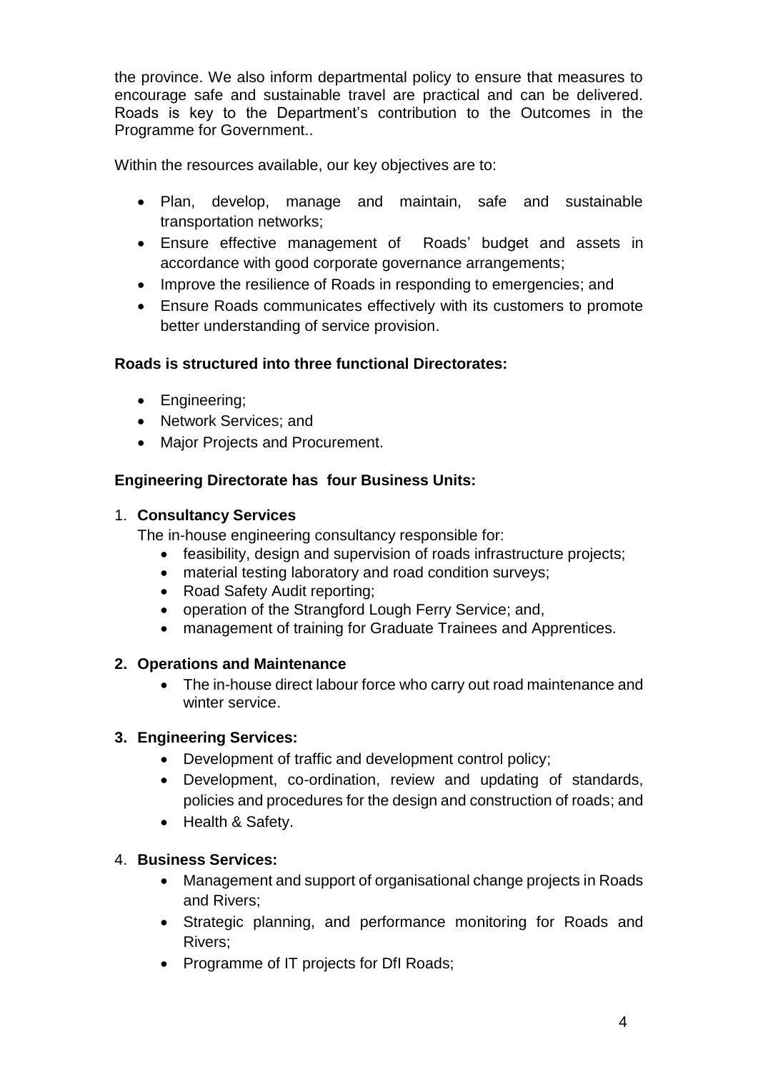the province. We also inform departmental policy to ensure that measures to encourage safe and sustainable travel are practical and can be delivered. Roads is key to the Department's contribution to the Outcomes in the Programme for Government..

Within the resources available, our key objectives are to:

- Plan, develop, manage and maintain, safe and sustainable transportation networks;
- Ensure effective management of Roads' budget and assets in accordance with good corporate governance arrangements;
- Improve the resilience of Roads in responding to emergencies; and
- Ensure Roads communicates effectively with its customers to promote better understanding of service provision.

**Roads is structured into three functional Directorates:**

- Engineering;
- Network Services; and
- Major Projects and Procurement.

**Engineering Directorate has four Business Units:**

1. **Consultancy Services**
   The in-house engineering consultancy responsible for:
   - feasibility, design and supervision of roads infrastructure projects;
   - material testing laboratory and road condition surveys;
   - Road Safety Audit reporting;
   - operation of the Strangford Lough Ferry Service; and,
   - management of training for Graduate Trainees and Apprentices.

2. **Operations and Maintenance**
   - The in-house direct labour force who carry out road maintenance and winter service.

3. **Engineering Services:**
   - Development of traffic and development control policy;
   - Development, co-ordination, review and updating of standards, policies and procedures for the design and construction of roads; and
   - Health & Safety.

4. **Business Services:**
   - Management and support of organisational change projects in Roads and Rivers;
   - Strategic planning, and performance monitoring for Roads and Rivers;
   - Programme of IT projects for DfI Roads;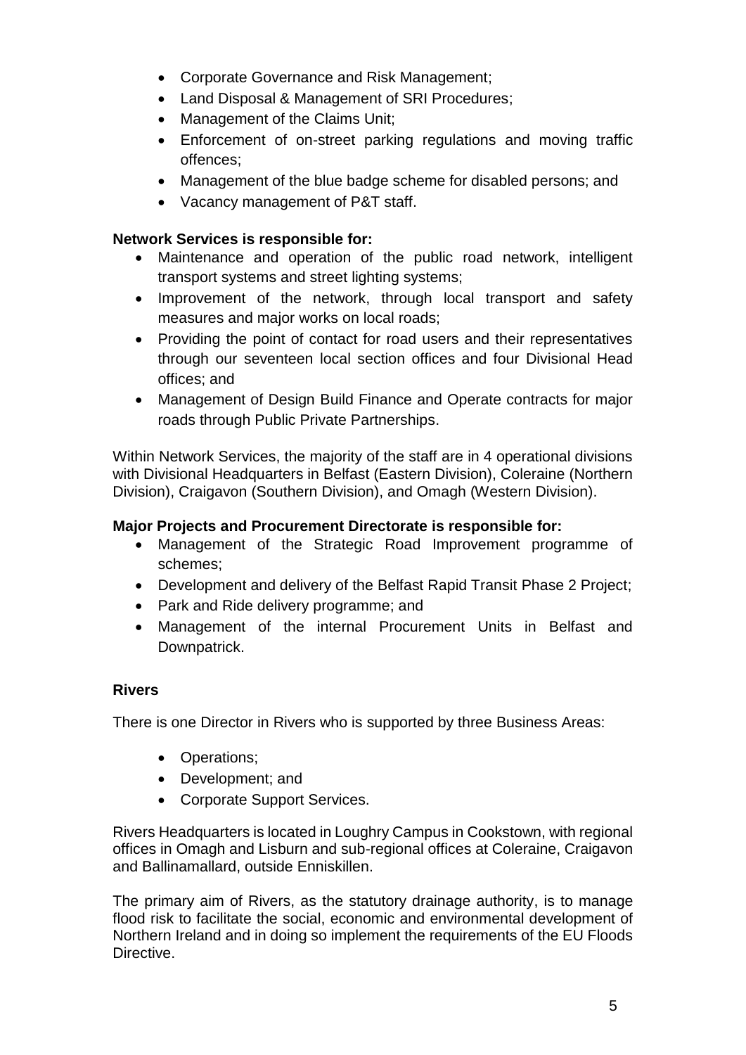- Corporate Governance and Risk Management;
- Land Disposal & Management of SRI Procedures;
- Management of the Claims Unit;
- Enforcement of on-street parking regulations and moving traffic offences;
- Management of the blue badge scheme for disabled persons; and
- Vacancy management of P&T staff.

**Network Services is responsible for:**

- Maintenance and operation of the public road network, intelligent transport systems and street lighting systems;
- Improvement of the network, through local transport and safety measures and major works on local roads;
- Providing the point of contact for road users and their representatives through our seventeen local section offices and four Divisional Head offices; and
- Management of Design Build Finance and Operate contracts for major roads through Public Private Partnerships.

Within Network Services, the majority of the staff are in 4 operational divisions with Divisional Headquarters in Belfast (Eastern Division), Coleraine (Northern Division), Craigavon (Southern Division), and Omagh (Western Division).

**Major Projects and Procurement Directorate is responsible for:**

- Management of the Strategic Road Improvement programme of schemes;
- Development and delivery of the Belfast Rapid Transit Phase 2 Project;
- Park and Ride delivery programme; and
- Management of the internal Procurement Units in Belfast and Downpatrick.

**Rivers**

There is one Director in Rivers who is supported by three Business Areas:

- Operations;
- Development; and
- Corporate Support Services.

Rivers Headquarters is located in Loughry Campus in Cookstown, with regional offices in Omagh and Lisburn and sub-regional offices at Coleraine, Craigavon and Ballinamallard, outside Enniskillen.

The primary aim of Rivers, as the statutory drainage authority, is to manage flood risk to facilitate the social, economic and environmental development of Northern Ireland and in doing so implement the requirements of the EU Floods Directive.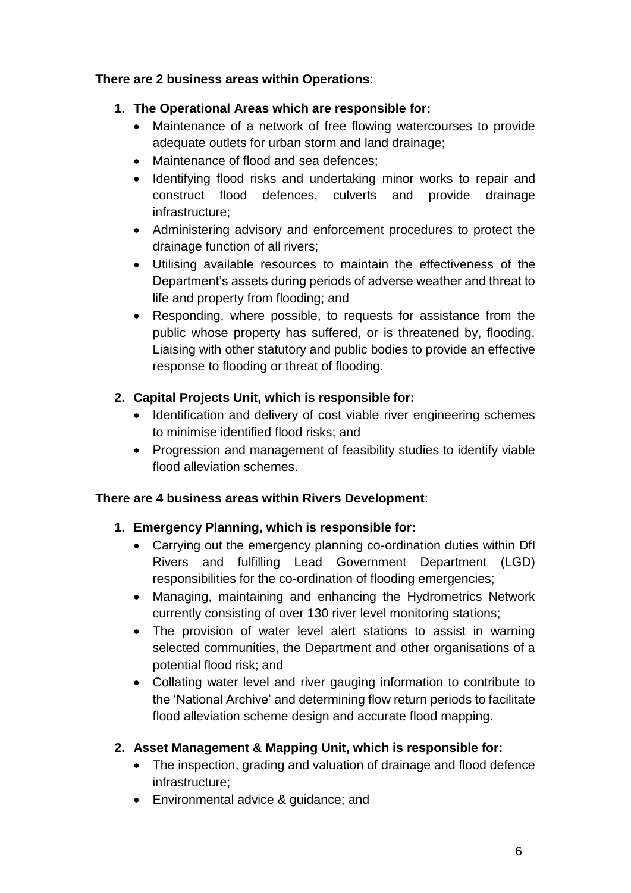**There are 2 business areas within Operations**:

1. **The Operational Areas which are responsible for:**
    - Maintenance of a network of free flowing watercourses to provide adequate outlets for urban storm and land drainage;
    - Maintenance of flood and sea defences;
    - Identifying flood risks and undertaking minor works to repair and construct flood defences, culverts and provide drainage infrastructure;
    - Administering advisory and enforcement procedures to protect the drainage function of all rivers;
    - Utilising available resources to maintain the effectiveness of the Department's assets during periods of adverse weather and threat to life and property from flooding; and
    - Responding, where possible, to requests for assistance from the public whose property has suffered, or is threatened by, flooding. Liaising with other statutory and public bodies to provide an effective response to flooding or threat of flooding.

2. **Capital Projects Unit, which is responsible for:**
    - Identification and delivery of cost viable river engineering schemes to minimise identified flood risks; and
    - Progression and management of feasibility studies to identify viable flood alleviation schemes.

**There are 4 business areas within Rivers Development**:

1. **Emergency Planning, which is responsible for:**
    - Carrying out the emergency planning co-ordination duties within DfI Rivers and fulfilling Lead Government Department (LGD) responsibilities for the co-ordination of flooding emergencies;
    - Managing, maintaining and enhancing the Hydrometrics Network currently consisting of over 130 river level monitoring stations;
    - The provision of water level alert stations to assist in warning selected communities, the Department and other organisations of a potential flood risk; and
    - Collating water level and river gauging information to contribute to the 'National Archive' and determining flow return periods to facilitate flood alleviation scheme design and accurate flood mapping.

2. **Asset Management & Mapping Unit, which is responsible for:**
    - The inspection, grading and valuation of drainage and flood defence infrastructure;
    - Environmental advice & guidance; and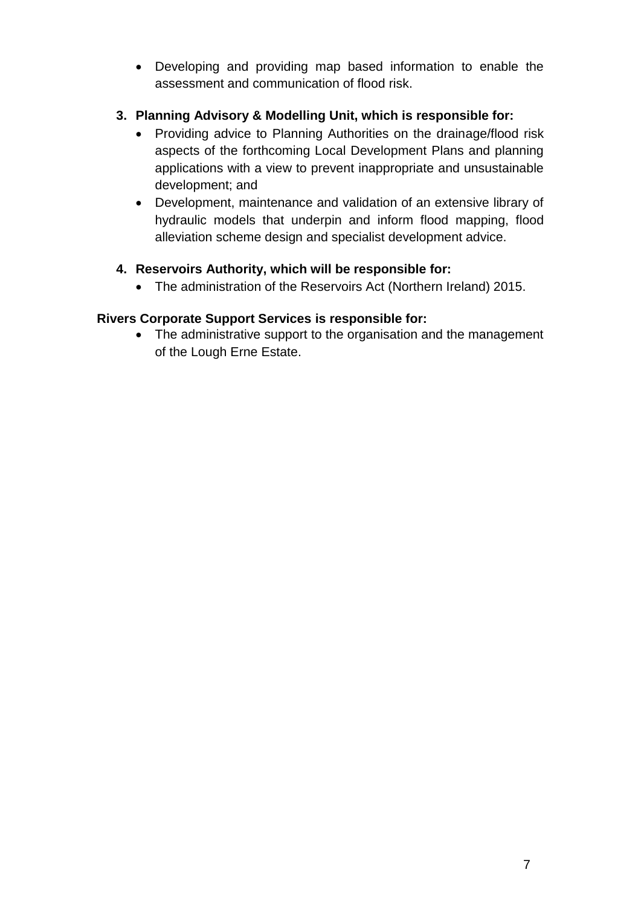- Developing and providing map based information to enable the assessment and communication of flood risk.

3. **Planning Advisory & Modelling Unit, which is responsible for:**
   - Providing advice to Planning Authorities on the drainage/flood risk aspects of the forthcoming Local Development Plans and planning applications with a view to prevent inappropriate and unsustainable development; and
   - Development, maintenance and validation of an extensive library of hydraulic models that underpin and inform flood mapping, flood alleviation scheme design and specialist development advice.

4. **Reservoirs Authority, which will be responsible for:**
   - The administration of the Reservoirs Act (Northern Ireland) 2015.

**Rivers Corporate Support Services is responsible for:**

- The administrative support to the organisation and the management of the Lough Erne Estate.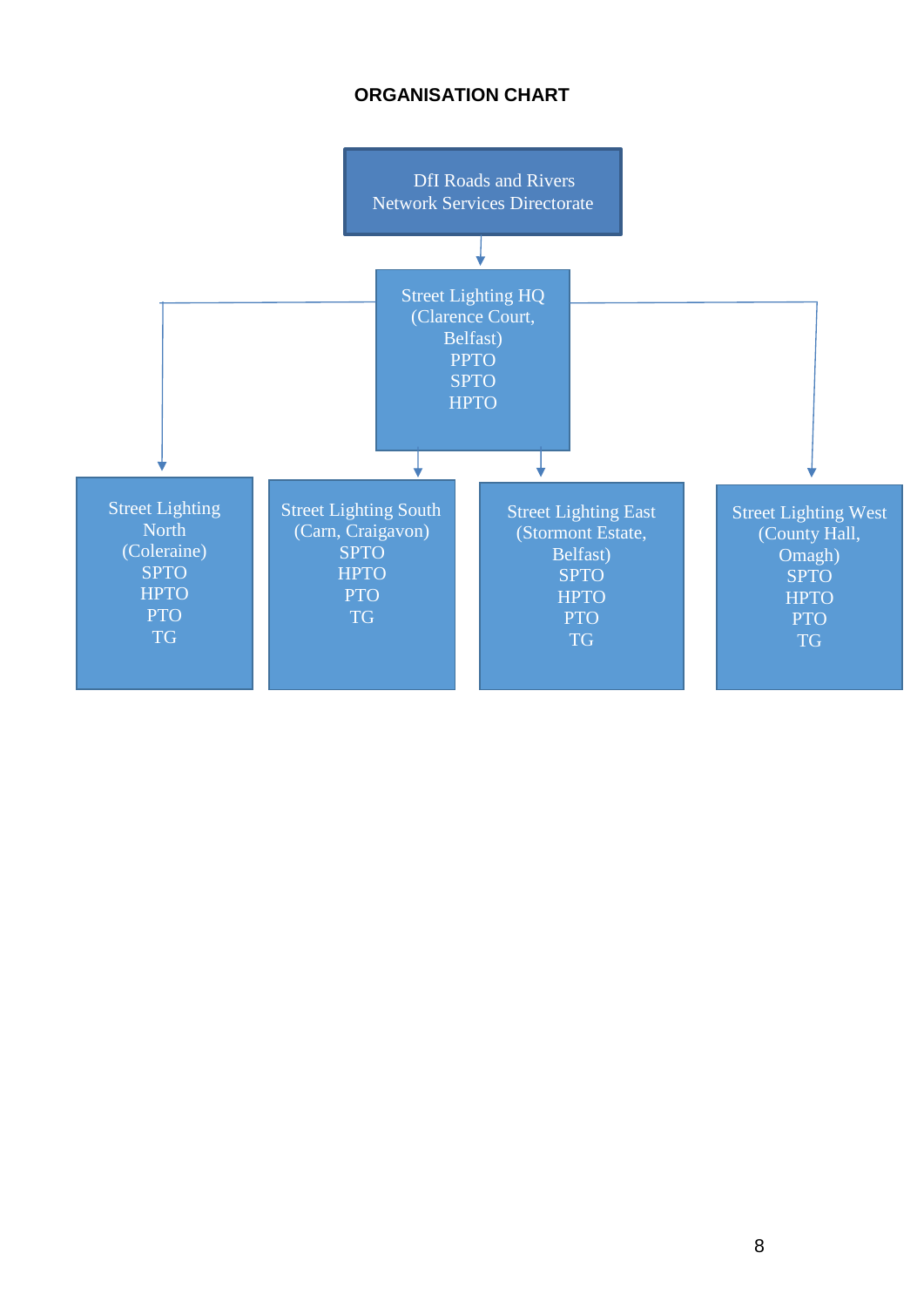## ORGANISATION CHART

**DfI Roads and Rivers Network Services Directorate**

↓

**Street Lighting HQ (Clarence Court, Belfast)**
- PPTO
- SPTO
- HPTO

↓

| Street Lighting North (Coleraine) | Street Lighting South (Carn, Craigavon) | Street Lighting East (Stormont Estate, Belfast) | Street Lighting West (County Hall, Omagh) |
| --- | --- | --- | --- |
| SPTO | SPTO | SPTO | SPTO |
| HPTO | HPTO | HPTO | HPTO |
| PTO | PTO | PTO | PTO |
| TG | TG | TG | TG |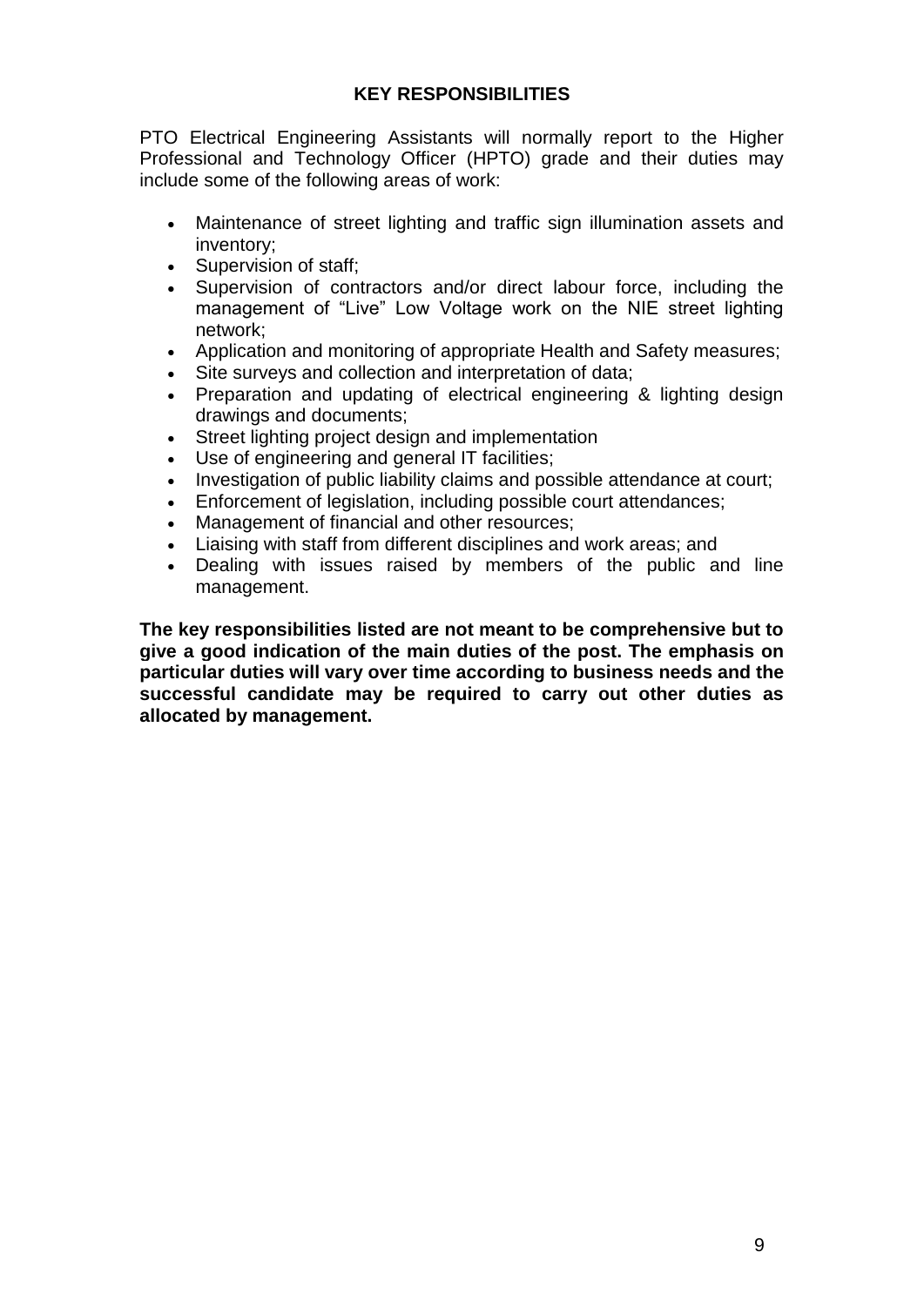## KEY RESPONSIBILITIES

PTO Electrical Engineering Assistants will normally report to the Higher Professional and Technology Officer (HPTO) grade and their duties may include some of the following areas of work:

- Maintenance of street lighting and traffic sign illumination assets and inventory;
- Supervision of staff;
- Supervision of contractors and/or direct labour force, including the management of "Live" Low Voltage work on the NIE street lighting network;
- Application and monitoring of appropriate Health and Safety measures;
- Site surveys and collection and interpretation of data;
- Preparation and updating of electrical engineering & lighting design drawings and documents;
- Street lighting project design and implementation
- Use of engineering and general IT facilities;
- Investigation of public liability claims and possible attendance at court;
- Enforcement of legislation, including possible court attendances;
- Management of financial and other resources;
- Liaising with staff from different disciplines and work areas; and
- Dealing with issues raised by members of the public and line management.

**The key responsibilities listed are not meant to be comprehensive but to give a good indication of the main duties of the post. The emphasis on particular duties will vary over time according to business needs and the successful candidate may be required to carry out other duties as allocated by management.**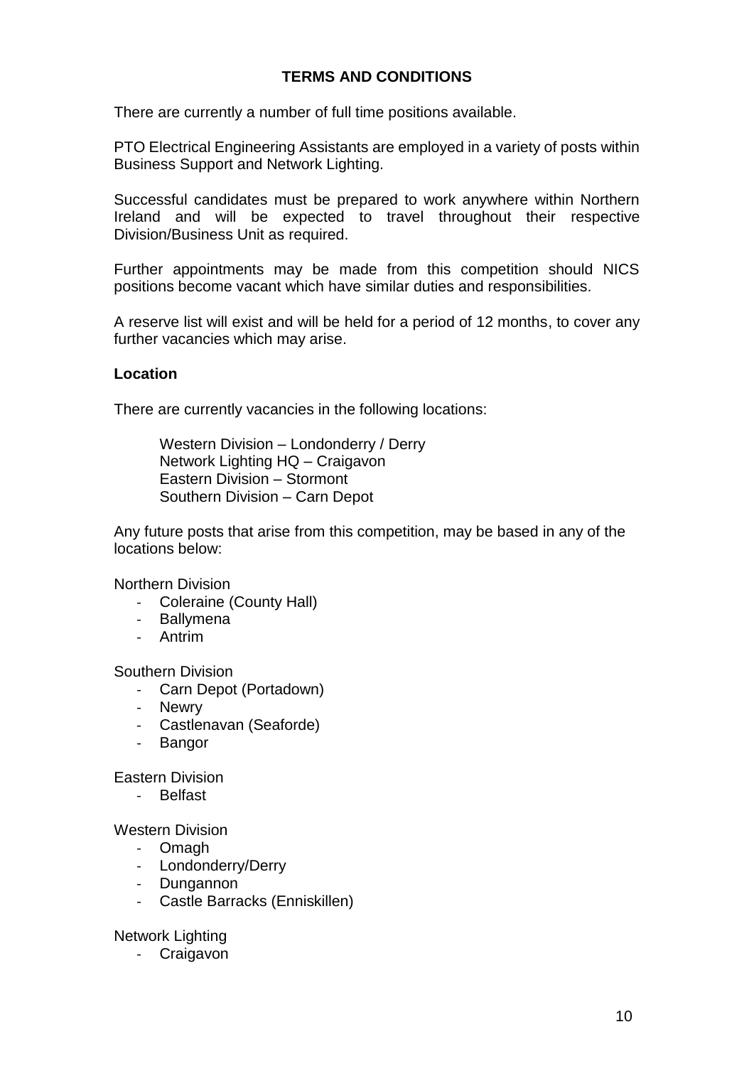## TERMS AND CONDITIONS

There are currently a number of full time positions available.

PTO Electrical Engineering Assistants are employed in a variety of posts within Business Support and Network Lighting.

Successful candidates must be prepared to work anywhere within Northern Ireland and will be expected to travel throughout their respective Division/Business Unit as required.

Further appointments may be made from this competition should NICS positions become vacant which have similar duties and responsibilities.

A reserve list will exist and will be held for a period of 12 months, to cover any further vacancies which may arise.

### Location

There are currently vacancies in the following locations:

Western Division – Londonderry / Derry
Network Lighting HQ – Craigavon
Eastern Division – Stormont
Southern Division – Carn Depot

Any future posts that arise from this competition, may be based in any of the locations below:

Northern Division

- Coleraine (County Hall)
- Ballymena
- Antrim

Southern Division

- Carn Depot (Portadown)
- Newry
- Castlenavan (Seaforde)
- Bangor

Eastern Division

- Belfast

Western Division

- Omagh
- Londonderry/Derry
- Dungannon
- Castle Barracks (Enniskillen)

Network Lighting

- Craigavon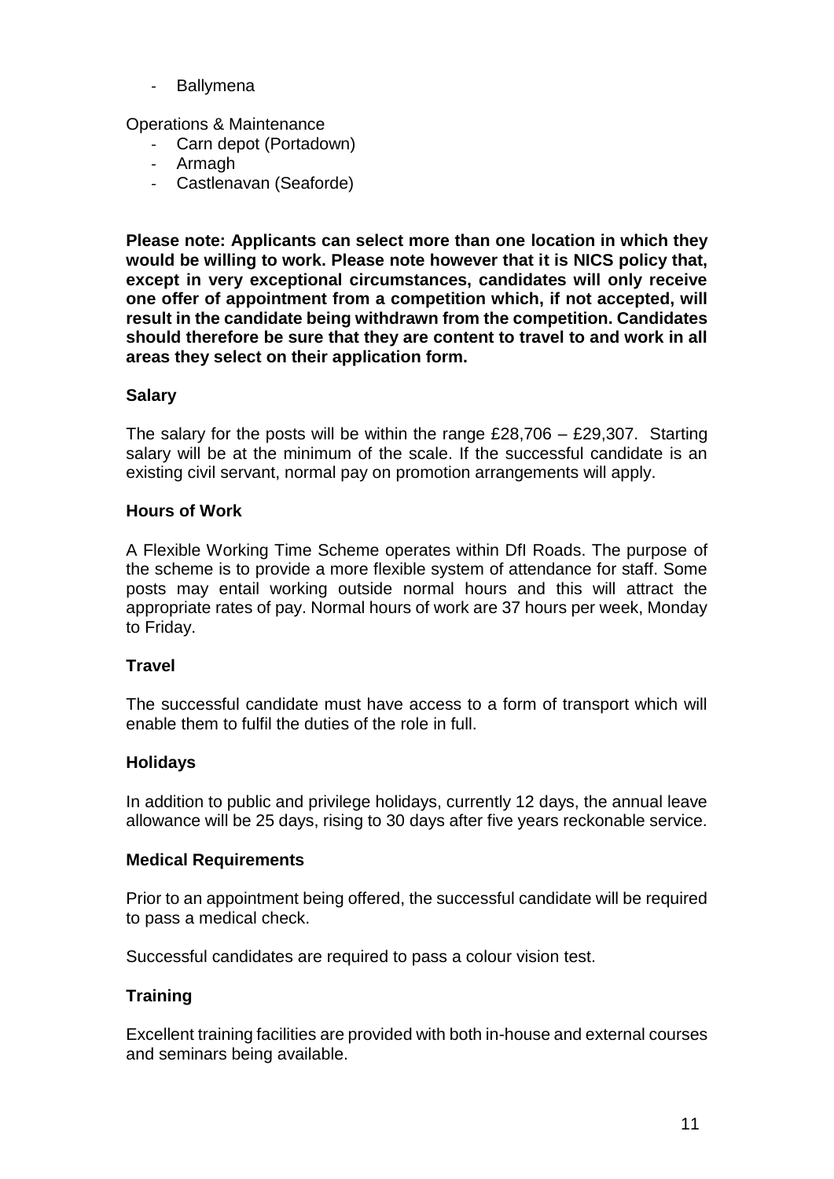- Ballymena

Operations & Maintenance

- Carn depot (Portadown)
- Armagh
- Castlenavan (Seaforde)

**Please note: Applicants can select more than one location in which they would be willing to work. Please note however that it is NICS policy that, except in very exceptional circumstances, candidates will only receive one offer of appointment from a competition which, if not accepted, will result in the candidate being withdrawn from the competition. Candidates should therefore be sure that they are content to travel to and work in all areas they select on their application form.**

**Salary**

The salary for the posts will be within the range £28,706 – £29,307. Starting salary will be at the minimum of the scale. If the successful candidate is an existing civil servant, normal pay on promotion arrangements will apply.

**Hours of Work**

A Flexible Working Time Scheme operates within DfI Roads. The purpose of the scheme is to provide a more flexible system of attendance for staff. Some posts may entail working outside normal hours and this will attract the appropriate rates of pay. Normal hours of work are 37 hours per week, Monday to Friday.

**Travel**

The successful candidate must have access to a form of transport which will enable them to fulfil the duties of the role in full.

**Holidays**

In addition to public and privilege holidays, currently 12 days, the annual leave allowance will be 25 days, rising to 30 days after five years reckonable service.

**Medical Requirements**

Prior to an appointment being offered, the successful candidate will be required to pass a medical check.

Successful candidates are required to pass a colour vision test.

**Training**

Excellent training facilities are provided with both in-house and external courses and seminars being available.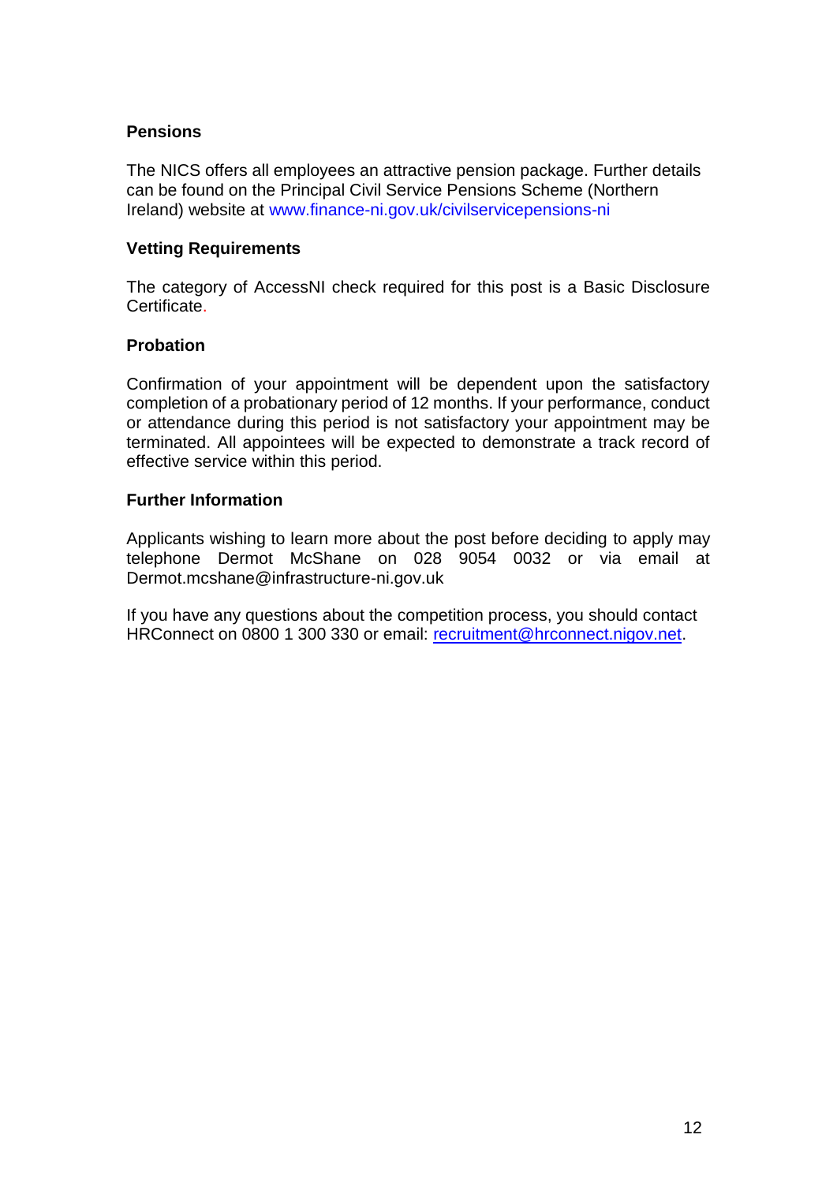**Pensions**

The NICS offers all employees an attractive pension package. Further details can be found on the Principal Civil Service Pensions Scheme (Northern Ireland) website at www.finance-ni.gov.uk/civilservicepensions-ni

**Vetting Requirements**

The category of AccessNI check required for this post is a Basic Disclosure Certificate.

**Probation**

Confirmation of your appointment will be dependent upon the satisfactory completion of a probationary period of 12 months. If your performance, conduct or attendance during this period is not satisfactory your appointment may be terminated. All appointees will be expected to demonstrate a track record of effective service within this period.

**Further Information**

Applicants wishing to learn more about the post before deciding to apply may telephone Dermot McShane on 028 9054 0032 or via email at Dermot.mcshane@infrastructure-ni.gov.uk

If you have any questions about the competition process, you should contact HRConnect on 0800 1 300 330 or email: recruitment@hrconnect.nigov.net.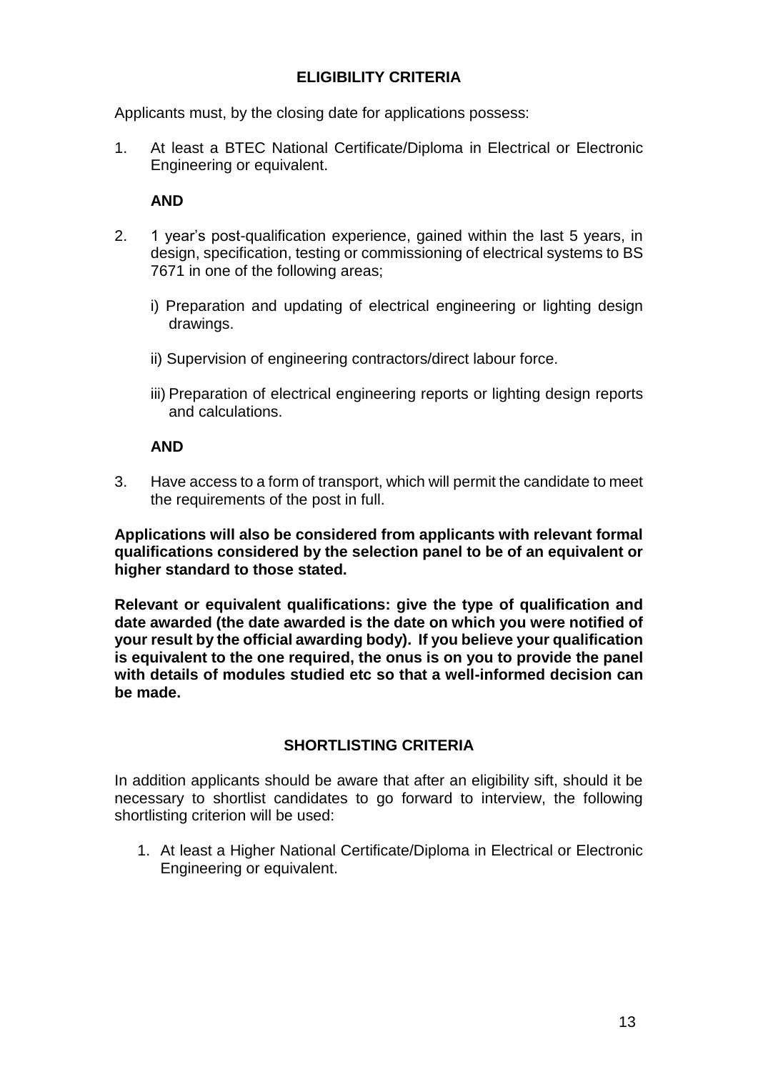## ELIGIBILITY CRITERIA

Applicants must, by the closing date for applications possess:

1. At least a BTEC National Certificate/Diploma in Electrical or Electronic Engineering or equivalent.

   **AND**

2. 1 year's post-qualification experience, gained within the last 5 years, in design, specification, testing or commissioning of electrical systems to BS 7671 in one of the following areas;

   i) Preparation and updating of electrical engineering or lighting design drawings.

   ii) Supervision of engineering contractors/direct labour force.

   iii) Preparation of electrical engineering reports or lighting design reports and calculations.

   **AND**

3. Have access to a form of transport, which will permit the candidate to meet the requirements of the post in full.

**Applications will also be considered from applicants with relevant formal qualifications considered by the selection panel to be of an equivalent or higher standard to those stated.**

**Relevant or equivalent qualifications: give the type of qualification and date awarded (the date awarded is the date on which you were notified of your result by the official awarding body). If you believe your qualification is equivalent to the one required, the onus is on you to provide the panel with details of modules studied etc so that a well-informed decision can be made.**

## SHORTLISTING CRITERIA

In addition applicants should be aware that after an eligibility sift, should it be necessary to shortlist candidates to go forward to interview, the following shortlisting criterion will be used:

1. At least a Higher National Certificate/Diploma in Electrical or Electronic Engineering or equivalent.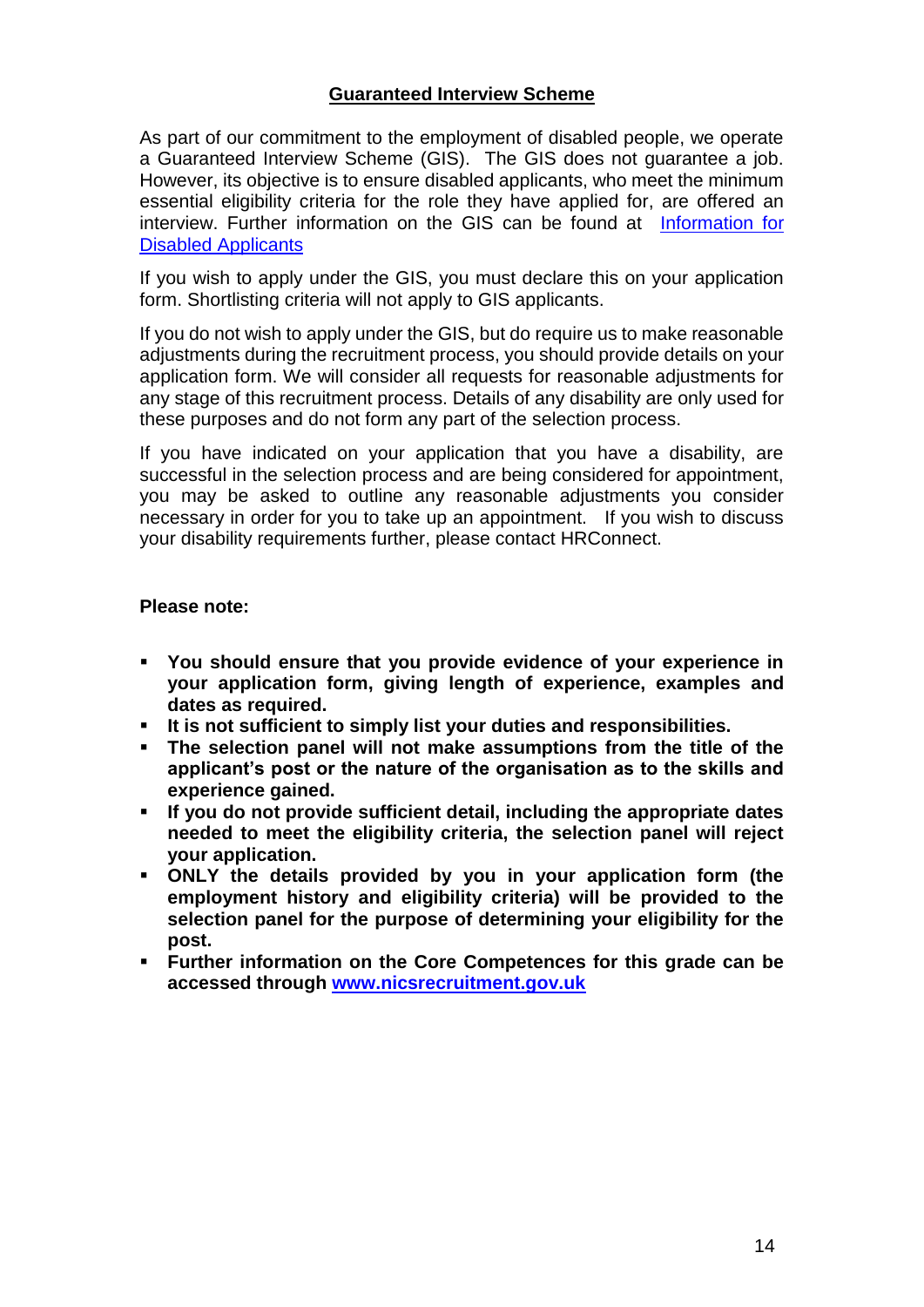## Guaranteed Interview Scheme

As part of our commitment to the employment of disabled people, we operate a Guaranteed Interview Scheme (GIS). The GIS does not guarantee a job. However, its objective is to ensure disabled applicants, who meet the minimum essential eligibility criteria for the role they have applied for, are offered an interview. Further information on the GIS can be found at [Information for Disabled Applicants](#)

If you wish to apply under the GIS, you must declare this on your application form. Shortlisting criteria will not apply to GIS applicants.

If you do not wish to apply under the GIS, but do require us to make reasonable adjustments during the recruitment process, you should provide details on your application form. We will consider all requests for reasonable adjustments for any stage of this recruitment process. Details of any disability are only used for these purposes and do not form any part of the selection process.

If you have indicated on your application that you have a disability, are successful in the selection process and are being considered for appointment, you may be asked to outline any reasonable adjustments you consider necessary in order for you to take up an appointment. If you wish to discuss your disability requirements further, please contact HRConnect.

**Please note:**

- **You should ensure that you provide evidence of your experience in your application form, giving length of experience, examples and dates as required.**
- **It is not sufficient to simply list your duties and responsibilities.**
- **The selection panel will not make assumptions from the title of the applicant's post or the nature of the organisation as to the skills and experience gained.**
- **If you do not provide sufficient detail, including the appropriate dates needed to meet the eligibility criteria, the selection panel will reject your application.**
- **ONLY the details provided by you in your application form (the employment history and eligibility criteria) will be provided to the selection panel for the purpose of determining your eligibility for the post.**
- **Further information on the Core Competences for this grade can be accessed through [www.nicsrecruitment.gov.uk](http://www.nicsrecruitment.gov.uk)**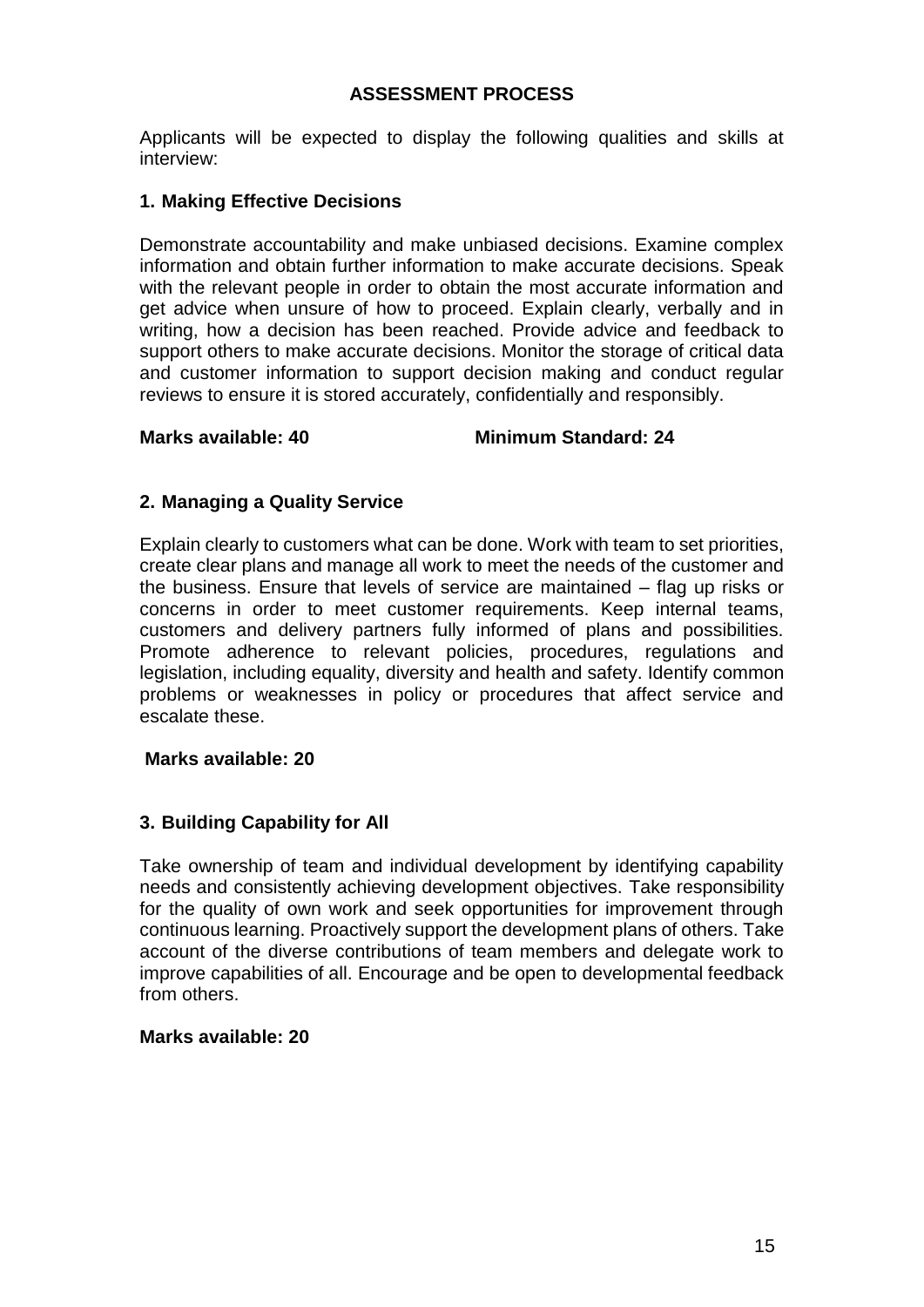# ASSESSMENT PROCESS

Applicants will be expected to display the following qualities and skills at interview:

## 1. Making Effective Decisions

Demonstrate accountability and make unbiased decisions. Examine complex information and obtain further information to make accurate decisions. Speak with the relevant people in order to obtain the most accurate information and get advice when unsure of how to proceed. Explain clearly, verbally and in writing, how a decision has been reached. Provide advice and feedback to support others to make accurate decisions. Monitor the storage of critical data and customer information to support decision making and conduct regular reviews to ensure it is stored accurately, confidentially and responsibly.

**Marks available: 40** **Minimum Standard: 24**

## 2. Managing a Quality Service

Explain clearly to customers what can be done. Work with team to set priorities, create clear plans and manage all work to meet the needs of the customer and the business. Ensure that levels of service are maintained – flag up risks or concerns in order to meet customer requirements. Keep internal teams, customers and delivery partners fully informed of plans and possibilities. Promote adherence to relevant policies, procedures, regulations and legislation, including equality, diversity and health and safety. Identify common problems or weaknesses in policy or procedures that affect service and escalate these.

**Marks available: 20**

## 3. Building Capability for All

Take ownership of team and individual development by identifying capability needs and consistently achieving development objectives. Take responsibility for the quality of own work and seek opportunities for improvement through continuous learning. Proactively support the development plans of others. Take account of the diverse contributions of team members and delegate work to improve capabilities of all. Encourage and be open to developmental feedback from others.

**Marks available: 20**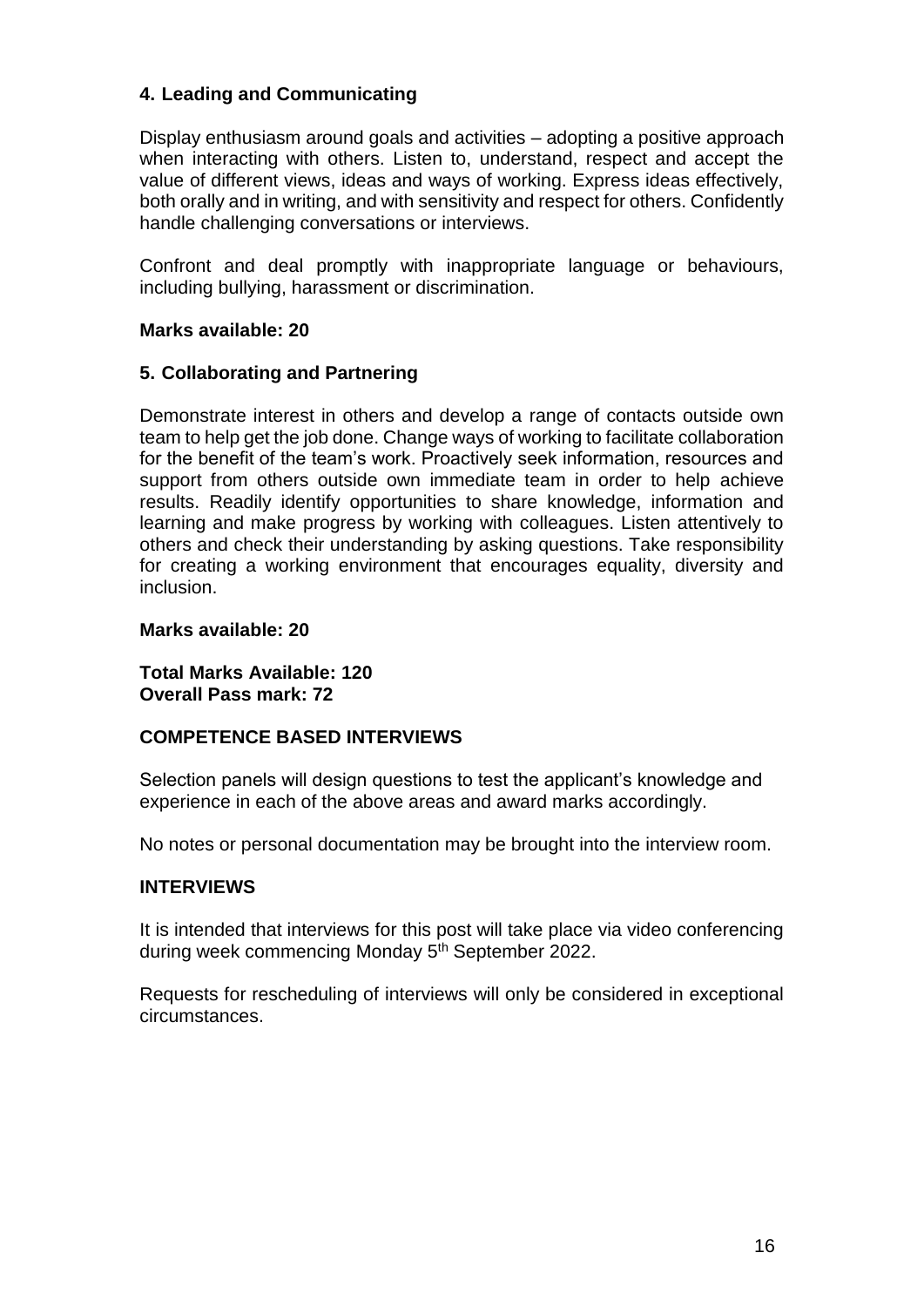### 4. Leading and Communicating

Display enthusiasm around goals and activities – adopting a positive approach when interacting with others. Listen to, understand, respect and accept the value of different views, ideas and ways of working. Express ideas effectively, both orally and in writing, and with sensitivity and respect for others. Confidently handle challenging conversations or interviews.

Confront and deal promptly with inappropriate language or behaviours, including bullying, harassment or discrimination.

**Marks available: 20**

### 5. Collaborating and Partnering

Demonstrate interest in others and develop a range of contacts outside own team to help get the job done. Change ways of working to facilitate collaboration for the benefit of the team's work. Proactively seek information, resources and support from others outside own immediate team in order to help achieve results. Readily identify opportunities to share knowledge, information and learning and make progress by working with colleagues. Listen attentively to others and check their understanding by asking questions. Take responsibility for creating a working environment that encourages equality, diversity and inclusion.

**Marks available: 20**

**Total Marks Available: 120**
**Overall Pass mark: 72**

## COMPETENCE BASED INTERVIEWS

Selection panels will design questions to test the applicant's knowledge and experience in each of the above areas and award marks accordingly.

No notes or personal documentation may be brought into the interview room.

## INTERVIEWS

It is intended that interviews for this post will take place via video conferencing during week commencing Monday 5th September 2022.

Requests for rescheduling of interviews will only be considered in exceptional circumstances.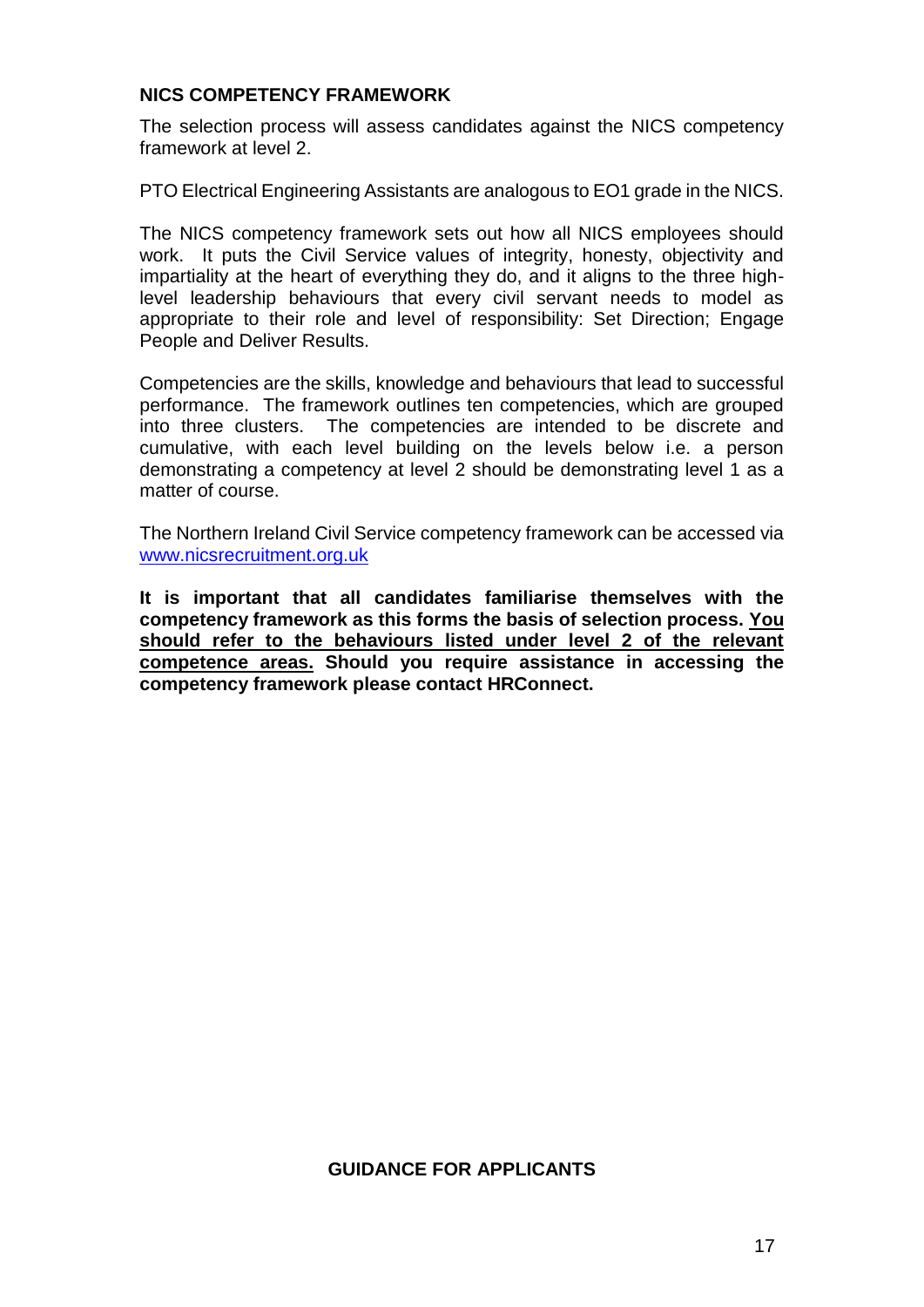## NICS COMPETENCY FRAMEWORK

The selection process will assess candidates against the NICS competency framework at level 2.

PTO Electrical Engineering Assistants are analogous to EO1 grade in the NICS.

The NICS competency framework sets out how all NICS employees should work. It puts the Civil Service values of integrity, honesty, objectivity and impartiality at the heart of everything they do, and it aligns to the three high-level leadership behaviours that every civil servant needs to model as appropriate to their role and level of responsibility: Set Direction; Engage People and Deliver Results.

Competencies are the skills, knowledge and behaviours that lead to successful performance. The framework outlines ten competencies, which are grouped into three clusters. The competencies are intended to be discrete and cumulative, with each level building on the levels below i.e. a person demonstrating a competency at level 2 should be demonstrating level 1 as a matter of course.

The Northern Ireland Civil Service competency framework can be accessed via www.nicsrecruitment.org.uk

**It is important that all candidates familiarise themselves with the competency framework as this forms the basis of selection process. You should refer to the behaviours listed under level 2 of the relevant competence areas. Should you require assistance in accessing the competency framework please contact HRConnect.**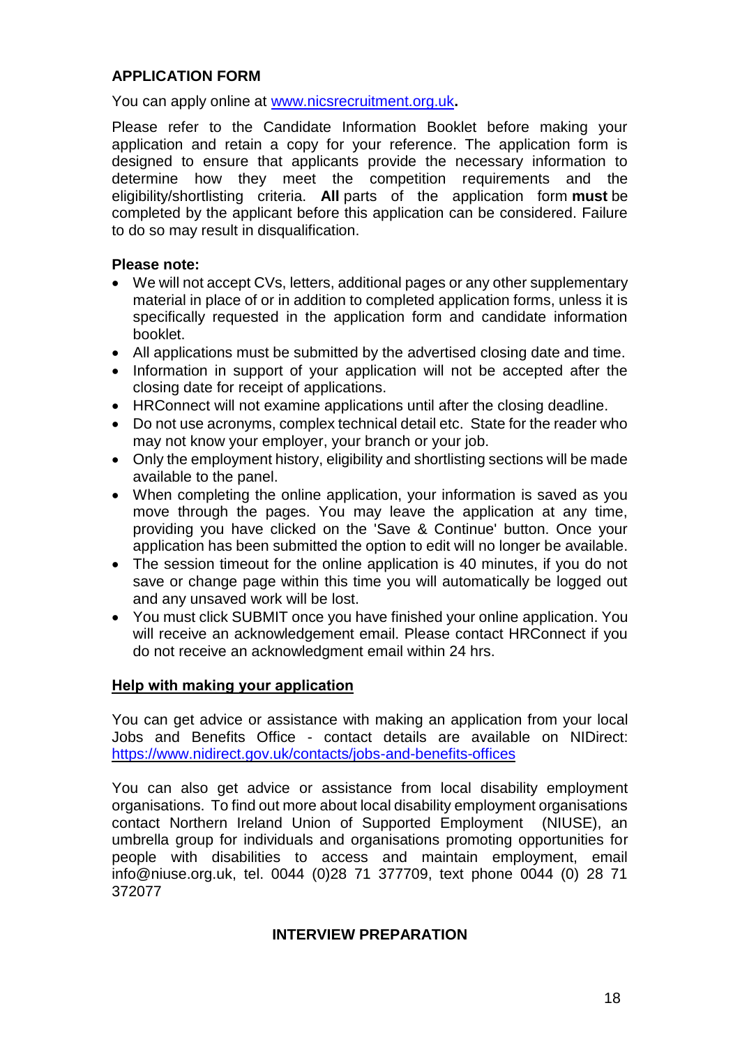## APPLICATION FORM

You can apply online at www.nicsrecruitment.org.uk**.**

Please refer to the Candidate Information Booklet before making your application and retain a copy for your reference. The application form is designed to ensure that applicants provide the necessary information to determine how they meet the competition requirements and the eligibility/shortlisting criteria. **All** parts of the application form **must** be completed by the applicant before this application can be considered. Failure to do so may result in disqualification.

**Please note:**

- We will not accept CVs, letters, additional pages or any other supplementary material in place of or in addition to completed application forms, unless it is specifically requested in the application form and candidate information booklet.
- All applications must be submitted by the advertised closing date and time.
- Information in support of your application will not be accepted after the closing date for receipt of applications.
- HRConnect will not examine applications until after the closing deadline.
- Do not use acronyms, complex technical detail etc. State for the reader who may not know your employer, your branch or your job.
- Only the employment history, eligibility and shortlisting sections will be made available to the panel.
- When completing the online application, your information is saved as you move through the pages. You may leave the application at any time, providing you have clicked on the 'Save & Continue' button. Once your application has been submitted the option to edit will no longer be available.
- The session timeout for the online application is 40 minutes, if you do not save or change page within this time you will automatically be logged out and any unsaved work will be lost.
- You must click SUBMIT once you have finished your online application. You will receive an acknowledgement email. Please contact HRConnect if you do not receive an acknowledgment email within 24 hrs.

### Help with making your application

You can get advice or assistance with making an application from your local Jobs and Benefits Office - contact details are available on NIDirect: https://www.nidirect.gov.uk/contacts/jobs-and-benefits-offices

You can also get advice or assistance from local disability employment organisations. To find out more about local disability employment organisations contact Northern Ireland Union of Supported Employment (NIUSE), an umbrella group for individuals and organisations promoting opportunities for people with disabilities to access and maintain employment, email info@niuse.org.uk, tel. 0044 (0)28 71 377709, text phone 0044 (0) 28 71 372077

## INTERVIEW PREPARATION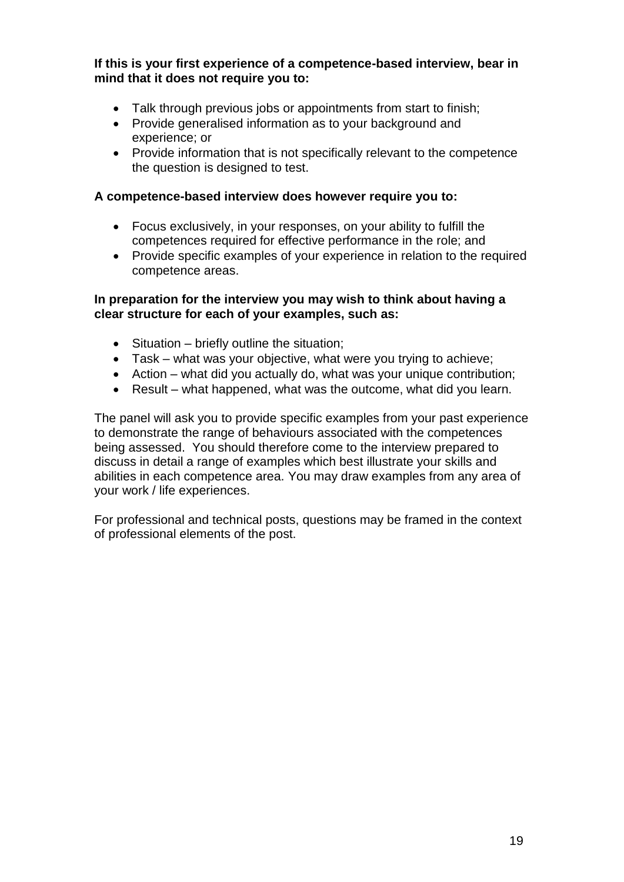**If this is your first experience of a competence-based interview, bear in mind that it does not require you to:**

- Talk through previous jobs or appointments from start to finish;
- Provide generalised information as to your background and experience; or
- Provide information that is not specifically relevant to the competence the question is designed to test.

**A competence-based interview does however require you to:**

- Focus exclusively, in your responses, on your ability to fulfill the competences required for effective performance in the role; and
- Provide specific examples of your experience in relation to the required competence areas.

**In preparation for the interview you may wish to think about having a clear structure for each of your examples, such as:**

- Situation – briefly outline the situation;
- Task – what was your objective, what were you trying to achieve;
- Action – what did you actually do, what was your unique contribution;
- Result – what happened, what was the outcome, what did you learn.

The panel will ask you to provide specific examples from your past experience to demonstrate the range of behaviours associated with the competences being assessed. You should therefore come to the interview prepared to discuss in detail a range of examples which best illustrate your skills and abilities in each competence area. You may draw examples from any area of your work / life experiences.

For professional and technical posts, questions may be framed in the context of professional elements of the post.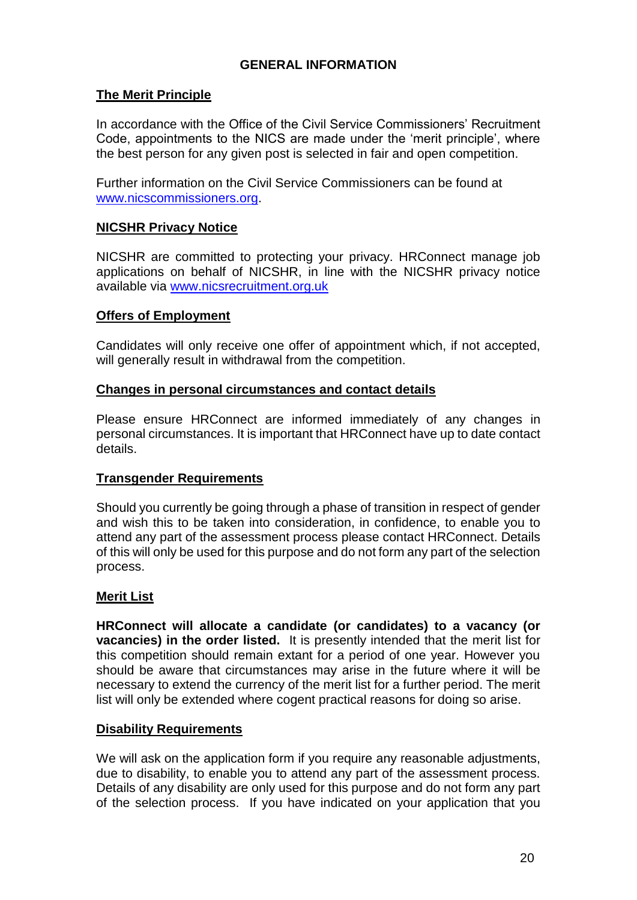## GENERAL INFORMATION

### The Merit Principle

In accordance with the Office of the Civil Service Commissioners' Recruitment Code, appointments to the NICS are made under the 'merit principle', where the best person for any given post is selected in fair and open competition.

Further information on the Civil Service Commissioners can be found at [www.nicscommissioners.org](www.nicscommissioners.org).

### NICSHR Privacy Notice

NICSHR are committed to protecting your privacy. HRConnect manage job applications on behalf of NICSHR, in line with the NICSHR privacy notice available via [www.nicsrecruitment.org.uk](www.nicsrecruitment.org.uk)

### Offers of Employment

Candidates will only receive one offer of appointment which, if not accepted, will generally result in withdrawal from the competition.

### Changes in personal circumstances and contact details

Please ensure HRConnect are informed immediately of any changes in personal circumstances. It is important that HRConnect have up to date contact details.

### Transgender Requirements

Should you currently be going through a phase of transition in respect of gender and wish this to be taken into consideration, in confidence, to enable you to attend any part of the assessment process please contact HRConnect. Details of this will only be used for this purpose and do not form any part of the selection process.

### Merit List

**HRConnect will allocate a candidate (or candidates) to a vacancy (or vacancies) in the order listed.** It is presently intended that the merit list for this competition should remain extant for a period of one year. However you should be aware that circumstances may arise in the future where it will be necessary to extend the currency of the merit list for a further period. The merit list will only be extended where cogent practical reasons for doing so arise.

### Disability Requirements

We will ask on the application form if you require any reasonable adjustments, due to disability, to enable you to attend any part of the assessment process. Details of any disability are only used for this purpose and do not form any part of the selection process. If you have indicated on your application that you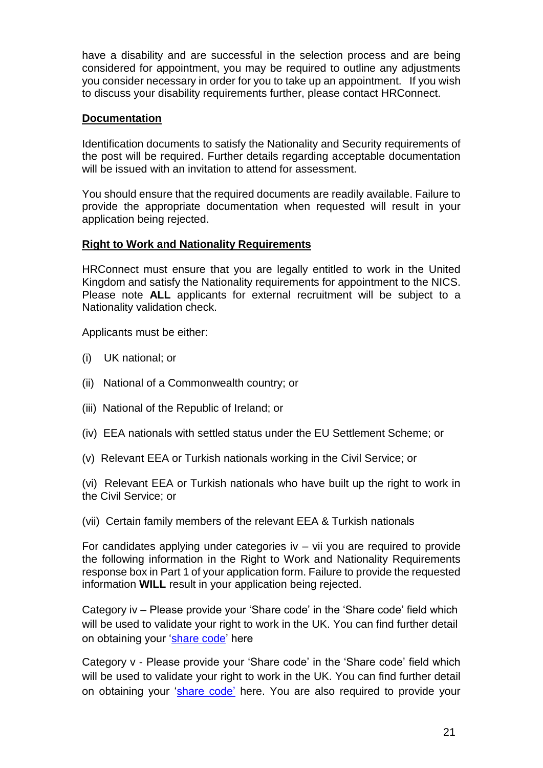have a disability and are successful in the selection process and are being considered for appointment, you may be required to outline any adjustments you consider necessary in order for you to take up an appointment. If you wish to discuss your disability requirements further, please contact HRConnect.

**Documentation**

Identification documents to satisfy the Nationality and Security requirements of the post will be required. Further details regarding acceptable documentation will be issued with an invitation to attend for assessment.

You should ensure that the required documents are readily available. Failure to provide the appropriate documentation when requested will result in your application being rejected.

**Right to Work and Nationality Requirements**

HRConnect must ensure that you are legally entitled to work in the United Kingdom and satisfy the Nationality requirements for appointment to the NICS. Please note **ALL** applicants for external recruitment will be subject to a Nationality validation check.

Applicants must be either:

(i) UK national; or

(ii) National of a Commonwealth country; or

(iii) National of the Republic of Ireland; or

(iv) EEA nationals with settled status under the EU Settlement Scheme; or

(v) Relevant EEA or Turkish nationals working in the Civil Service; or

(vi) Relevant EEA or Turkish nationals who have built up the right to work in the Civil Service; or

(vii) Certain family members of the relevant EEA & Turkish nationals

For candidates applying under categories iv – vii you are required to provide the following information in the Right to Work and Nationality Requirements response box in Part 1 of your application form. Failure to provide the requested information **WILL** result in your application being rejected.

Category iv – Please provide your 'Share code' in the 'Share code' field which will be used to validate your right to work in the UK. You can find further detail on obtaining your 'share code' here

Category v - Please provide your 'Share code' in the 'Share code' field which will be used to validate your right to work in the UK. You can find further detail on obtaining your 'share code' here. You are also required to provide your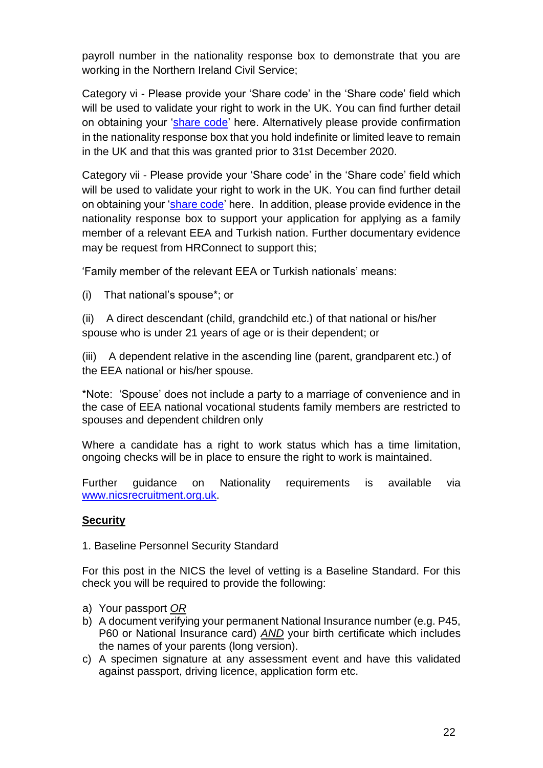payroll number in the nationality response box to demonstrate that you are working in the Northern Ireland Civil Service;

Category vi - Please provide your 'Share code' in the 'Share code' field which will be used to validate your right to work in the UK. You can find further detail on obtaining your 'share code' here. Alternatively please provide confirmation in the nationality response box that you hold indefinite or limited leave to remain in the UK and that this was granted prior to 31st December 2020.

Category vii - Please provide your 'Share code' in the 'Share code' field which will be used to validate your right to work in the UK. You can find further detail on obtaining your 'share code' here. In addition, please provide evidence in the nationality response box to support your application for applying as a family member of a relevant EEA and Turkish nation. Further documentary evidence may be request from HRConnect to support this;

'Family member of the relevant EEA or Turkish nationals' means:

(i) That national's spouse*; or

(ii) A direct descendant (child, grandchild etc.) of that national or his/her spouse who is under 21 years of age or is their dependent; or

(iii) A dependent relative in the ascending line (parent, grandparent etc.) of the EEA national or his/her spouse.

*Note: 'Spouse' does not include a party to a marriage of convenience and in the case of EEA national vocational students family members are restricted to spouses and dependent children only

Where a candidate has a right to work status which has a time limitation, ongoing checks will be in place to ensure the right to work is maintained.

Further guidance on Nationality requirements is available via www.nicsrecruitment.org.uk.

## Security

1. Baseline Personnel Security Standard

For this post in the NICS the level of vetting is a Baseline Standard. For this check you will be required to provide the following:

a) Your passport ***OR***
b) A document verifying your permanent National Insurance number (e.g. P45, P60 or National Insurance card) ***AND*** your birth certificate which includes the names of your parents (long version).
c) A specimen signature at any assessment event and have this validated against passport, driving licence, application form etc.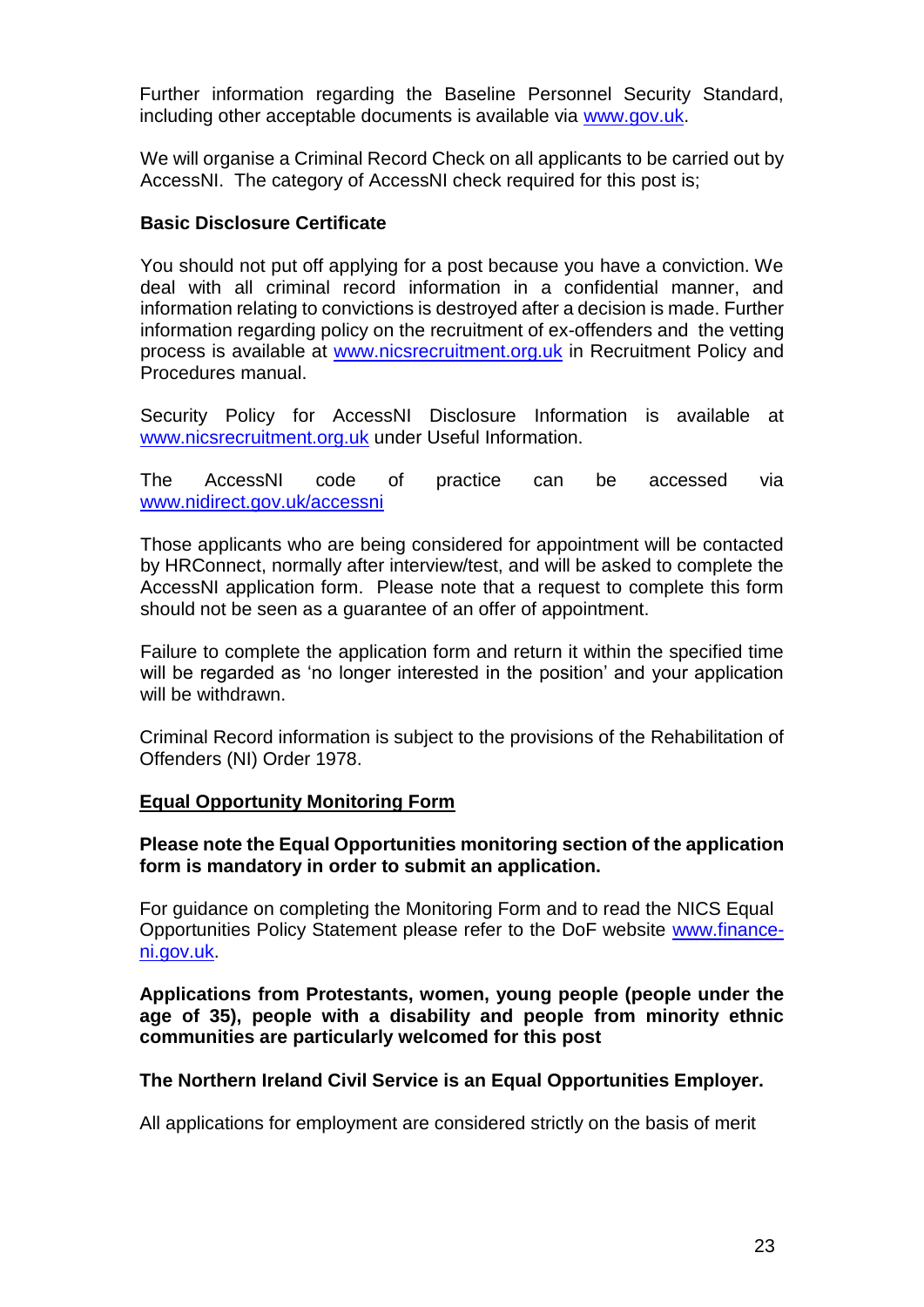Further information regarding the Baseline Personnel Security Standard, including other acceptable documents is available via www.gov.uk.

We will organise a Criminal Record Check on all applicants to be carried out by AccessNI. The category of AccessNI check required for this post is;

**Basic Disclosure Certificate**

You should not put off applying for a post because you have a conviction. We deal with all criminal record information in a confidential manner, and information relating to convictions is destroyed after a decision is made. Further information regarding policy on the recruitment of ex-offenders and the vetting process is available at www.nicsrecruitment.org.uk in Recruitment Policy and Procedures manual.

Security Policy for AccessNI Disclosure Information is available at www.nicsrecruitment.org.uk under Useful Information.

The AccessNI code of practice can be accessed via www.nidirect.gov.uk/accessni

Those applicants who are being considered for appointment will be contacted by HRConnect, normally after interview/test, and will be asked to complete the AccessNI application form. Please note that a request to complete this form should not be seen as a guarantee of an offer of appointment.

Failure to complete the application form and return it within the specified time will be regarded as 'no longer interested in the position' and your application will be withdrawn.

Criminal Record information is subject to the provisions of the Rehabilitation of Offenders (NI) Order 1978.

## Equal Opportunity Monitoring Form

**Please note the Equal Opportunities monitoring section of the application form is mandatory in order to submit an application.**

For guidance on completing the Monitoring Form and to read the NICS Equal Opportunities Policy Statement please refer to the DoF website www.finance-ni.gov.uk.

**Applications from Protestants, women, young people (people under the age of 35), people with a disability and people from minority ethnic communities are particularly welcomed for this post**

**The Northern Ireland Civil Service is an Equal Opportunities Employer.**

All applications for employment are considered strictly on the basis of merit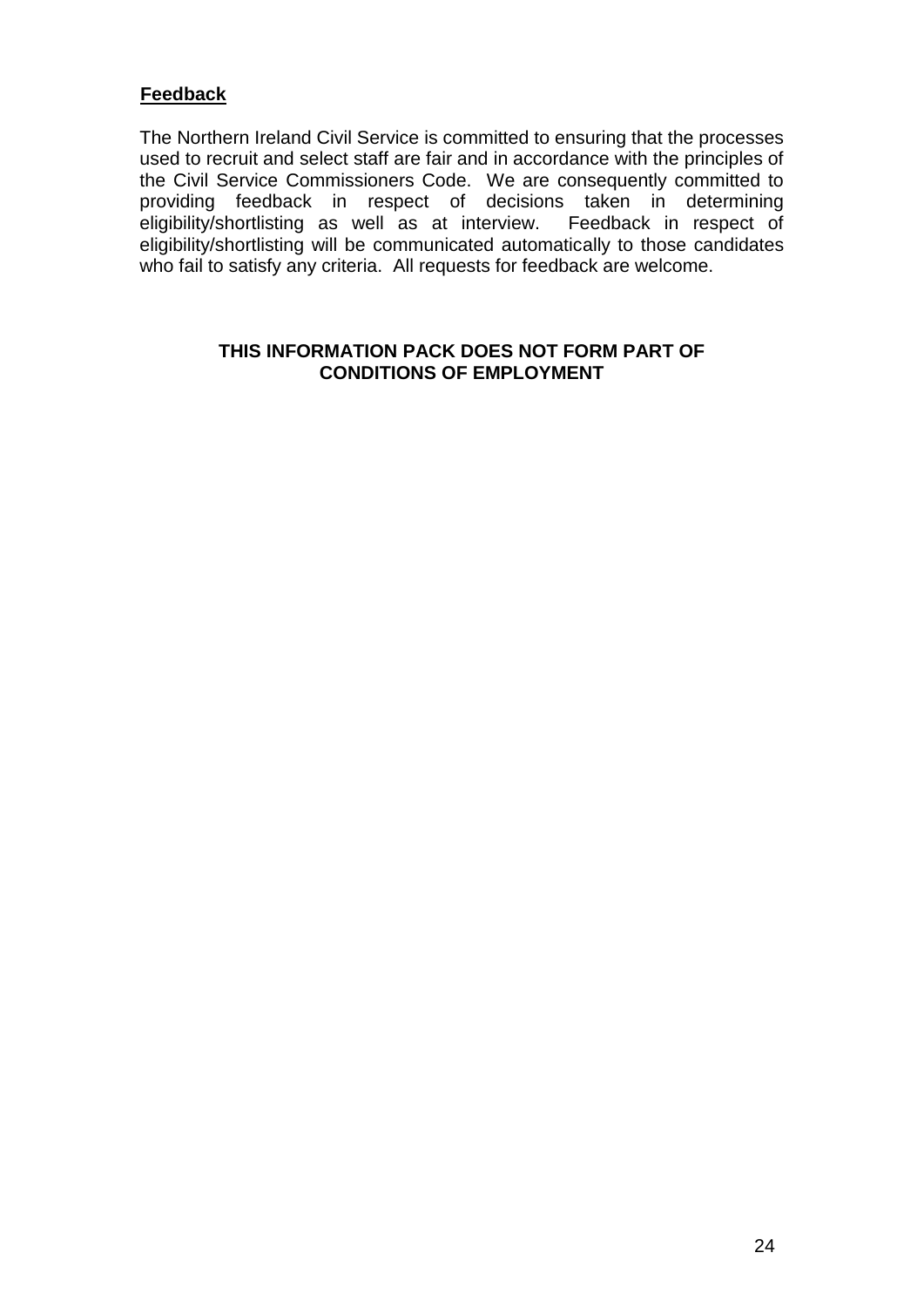## Feedback

The Northern Ireland Civil Service is committed to ensuring that the processes used to recruit and select staff are fair and in accordance with the principles of the Civil Service Commissioners Code. We are consequently committed to providing feedback in respect of decisions taken in determining eligibility/shortlisting as well as at interview. Feedback in respect of eligibility/shortlisting will be communicated automatically to those candidates who fail to satisfy any criteria. All requests for feedback are welcome.

**THIS INFORMATION PACK DOES NOT FORM PART OF CONDITIONS OF EMPLOYMENT**